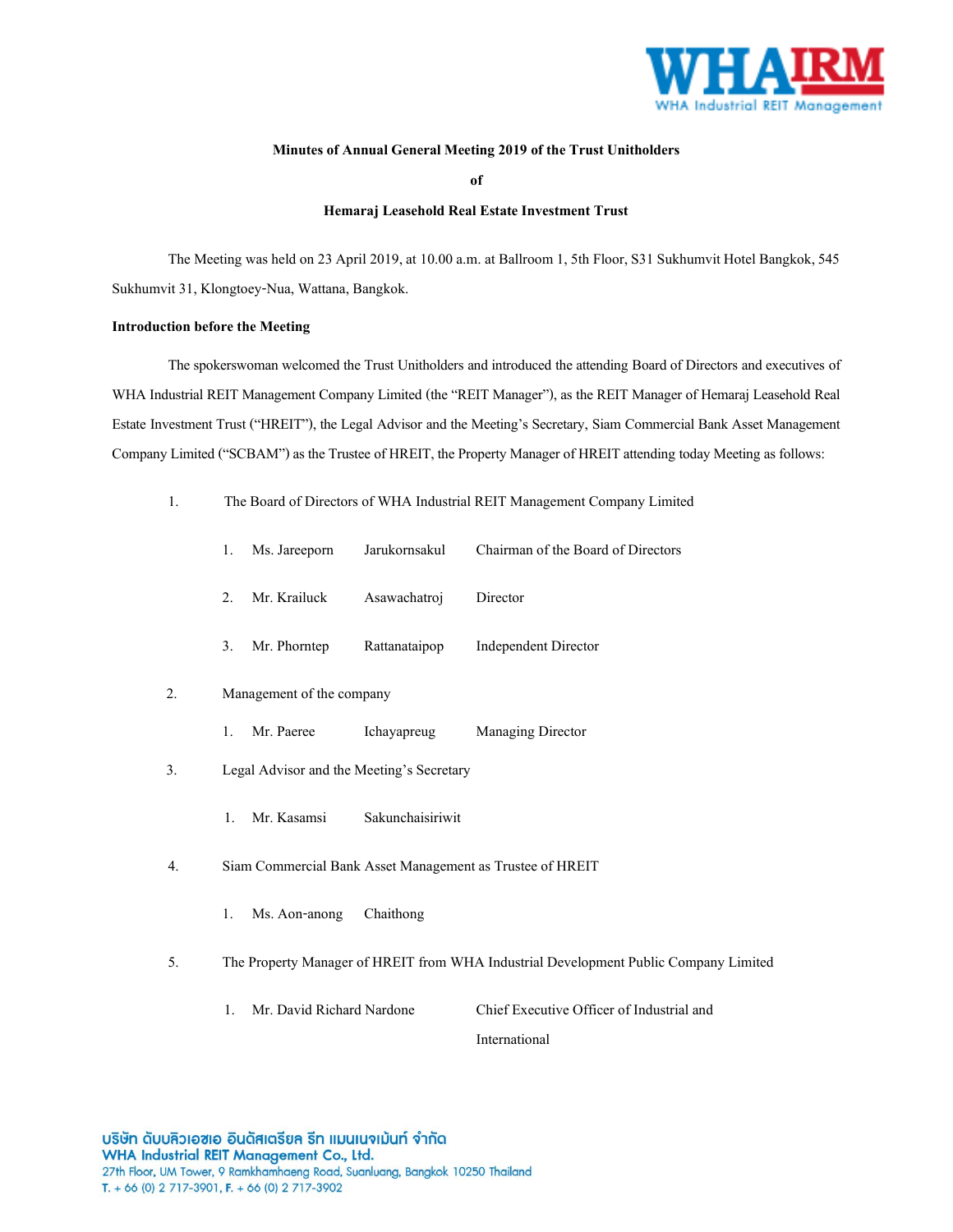**Minutes of Annual General Meeting 2019 of the Trust Unitholders**

**of**

**Hemaraj Leasehold Real Estate Investment Trust**

The Meeting was held on 23 April 2019, at 10.00 a.m. at Ballroom 1, 5th Floor, S31 Sukhumvit Hotel Bangkok, 545 Sukhumvit 31, Klongtoey-Nua, Wattana, Bangkok.

**Introduction before the Meeting**

The spokerswoman welcomed the Trust Unitholders and introduced the attending Board of Directors and executives of WHA Industrial REIT Management Company Limited (the "REIT Manager"), as the REIT Manager of Hemaraj Leasehold Real Estate Investment Trust ("HREIT"), the Legal Advisor and the Meeting's Secretary, Siam Commercial Bank Asset Management Company Limited ("SCBAM") as the Trustee of HREIT, the Property Manager of HREIT attending today Meeting as follows:

1. The Board of Directors of WHA Industrial REIT Management Company Limited
   1. Ms. Jareeporn Jarukornsakul Chairman of the Board of Directors
   2. Mr. Krailuck Asawachatroj Director
   3. Mr. Phorntep Rattanataipop Independent Director
2. Management of the company
   1. Mr. Paeree Ichayapreug Managing Director
3. Legal Advisor and the Meeting's Secretary
   1. Mr. Kasamsi Sakunchaisiriwit
4. Siam Commercial Bank Asset Management as Trustee of HREIT
   1. Ms. Aon-anong Chaithong
5. The Property Manager of HREIT from WHA Industrial Development Public Company Limited
   1. Mr. David Richard Nardone Chief Executive Officer of Industrial and International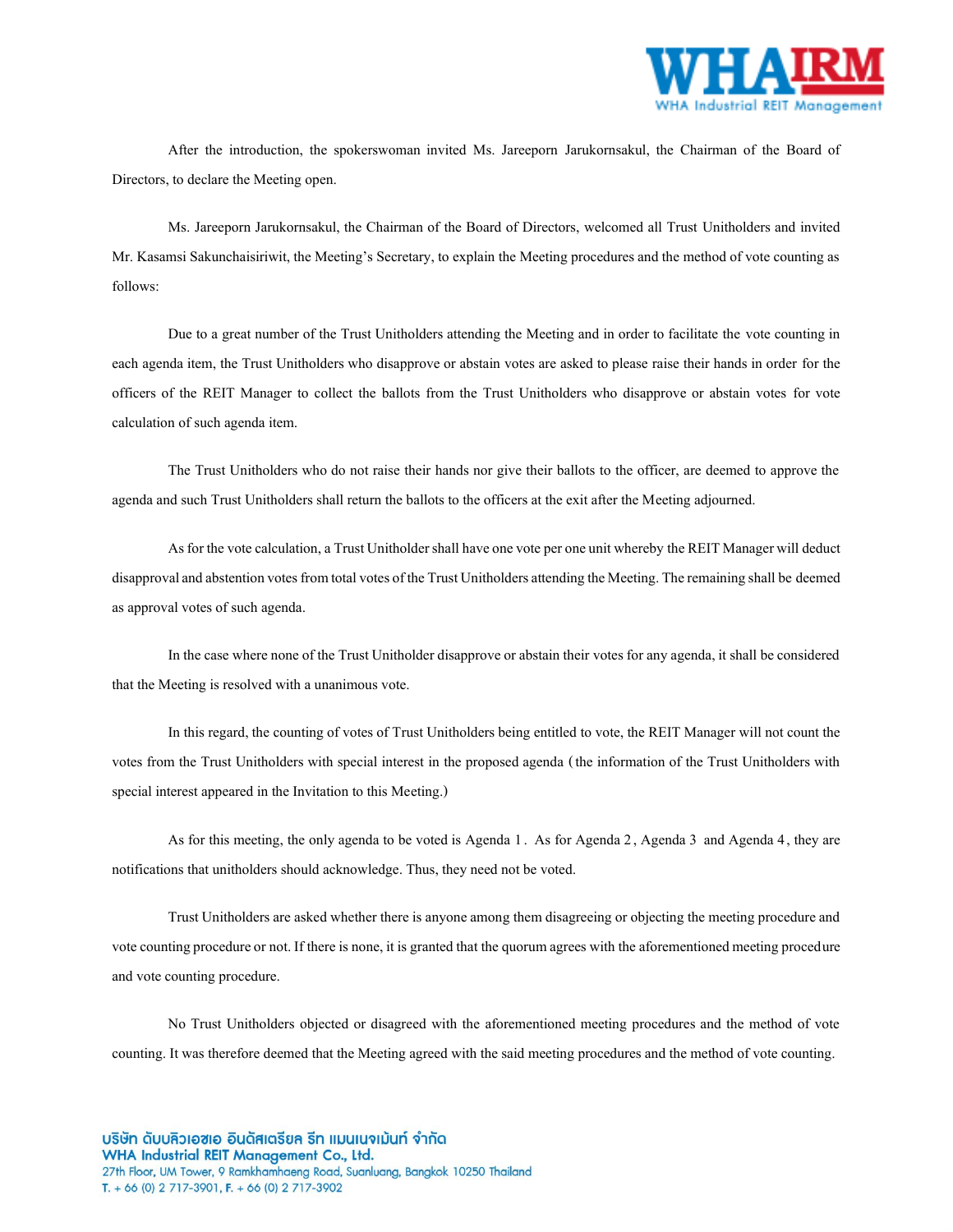After the introduction, the spokerswoman invited Ms. Jareeporn Jarukornsakul, the Chairman of the Board of Directors, to declare the Meeting open.

Ms. Jareeporn Jarukornsakul, the Chairman of the Board of Directors, welcomed all Trust Unitholders and invited Mr. Kasamsi Sakunchaisiriwit, the Meeting's Secretary, to explain the Meeting procedures and the method of vote counting as follows:

Due to a great number of the Trust Unitholders attending the Meeting and in order to facilitate the vote counting in each agenda item, the Trust Unitholders who disapprove or abstain votes are asked to please raise their hands in order for the officers of the REIT Manager to collect the ballots from the Trust Unitholders who disapprove or abstain votes for vote calculation of such agenda item.

The Trust Unitholders who do not raise their hands nor give their ballots to the officer, are deemed to approve the agenda and such Trust Unitholders shall return the ballots to the officers at the exit after the Meeting adjourned.

As for the vote calculation, a Trust Unitholder shall have one vote per one unit whereby the REIT Manager will deduct disapproval and abstention votes from total votes of the Trust Unitholders attending the Meeting. The remaining shall be deemed as approval votes of such agenda.

In the case where none of the Trust Unitholder disapprove or abstain their votes for any agenda, it shall be considered that the Meeting is resolved with a unanimous vote.

In this regard, the counting of votes of Trust Unitholders being entitled to vote, the REIT Manager will not count the votes from the Trust Unitholders with special interest in the proposed agenda (the information of the Trust Unitholders with special interest appeared in the Invitation to this Meeting.)

As for this meeting, the only agenda to be voted is Agenda 1. As for Agenda 2, Agenda 3 and Agenda 4, they are notifications that unitholders should acknowledge. Thus, they need not be voted.

Trust Unitholders are asked whether there is anyone among them disagreeing or objecting the meeting procedure and vote counting procedure or not. If there is none, it is granted that the quorum agrees with the aforementioned meeting procedure and vote counting procedure.

No Trust Unitholders objected or disagreed with the aforementioned meeting procedures and the method of vote counting. It was therefore deemed that the Meeting agreed with the said meeting procedures and the method of vote counting.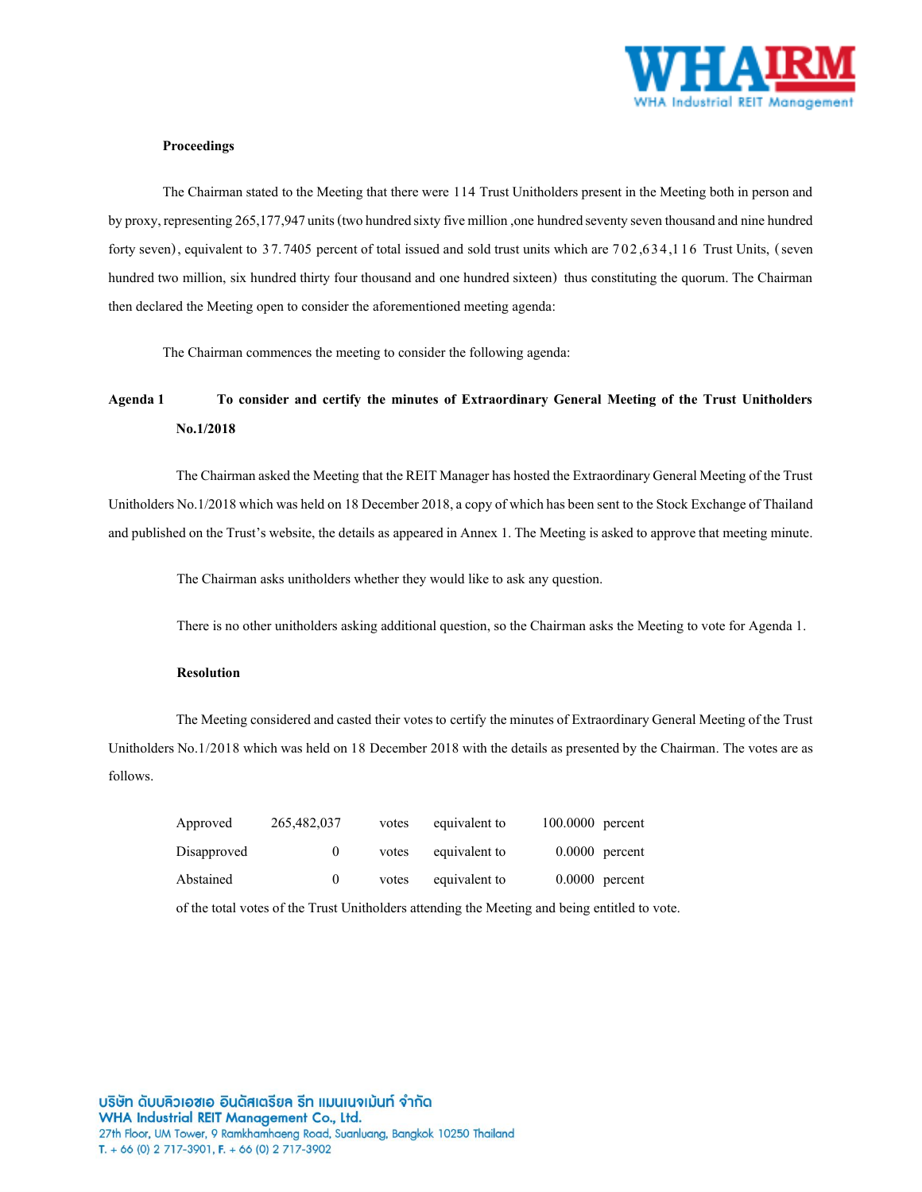**Proceedings**

The Chairman stated to the Meeting that there were 114 Trust Unitholders present in the Meeting both in person and by proxy, representing 265,177,947 units (two hundred sixty five million ,one hundred seventy seven thousand and nine hundred forty seven), equivalent to 37.7405 percent of total issued and sold trust units which are 702,634,116 Trust Units, (seven hundred two million, six hundred thirty four thousand and one hundred sixteen) thus constituting the quorum. The Chairman then declared the Meeting open to consider the aforementioned meeting agenda:

The Chairman commences the meeting to consider the following agenda:

**Agenda 1 To consider and certify the minutes of Extraordinary General Meeting of the Trust Unitholders No.1/2018**

The Chairman asked the Meeting that the REIT Manager has hosted the Extraordinary General Meeting of the Trust Unitholders No.1/2018 which was held on 18 December 2018, a copy of which has been sent to the Stock Exchange of Thailand and published on the Trust's website, the details as appeared in Annex 1. The Meeting is asked to approve that meeting minute.

The Chairman asks unitholders whether they would like to ask any question.

There is no other unitholders asking additional question, so the Chairman asks the Meeting to vote for Agenda 1.

**Resolution**

The Meeting considered and casted their votes to certify the minutes of Extraordinary General Meeting of the Trust Unitholders No.1/2018 which was held on 18 December 2018 with the details as presented by the Chairman. The votes are as follows.

| | | | | | |
|---|---|---|---|---|---|
| Approved | 265,482,037 | votes | equivalent to | 100.0000 | percent |
| Disapproved | 0 | votes | equivalent to | 0.0000 | percent |
| Abstained | 0 | votes | equivalent to | 0.0000 | percent |

of the total votes of the Trust Unitholders attending the Meeting and being entitled to vote.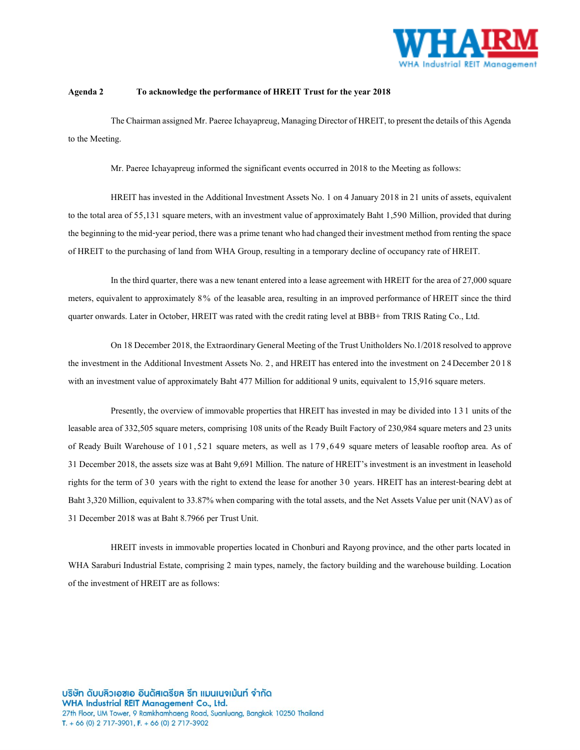**Agenda 2 To acknowledge the performance of HREIT Trust for the year 2018**

The Chairman assigned Mr. Paeree Ichayapreug, Managing Director of HREIT, to present the details of this Agenda to the Meeting.

Mr. Paeree Ichayapreug informed the significant events occurred in 2018 to the Meeting as follows:

HREIT has invested in the Additional Investment Assets No. 1 on 4 January 2018 in 21 units of assets, equivalent to the total area of 55,131 square meters, with an investment value of approximately Baht 1,590 Million, provided that during the beginning to the mid-year period, there was a prime tenant who had changed their investment method from renting the space of HREIT to the purchasing of land from WHA Group, resulting in a temporary decline of occupancy rate of HREIT.

In the third quarter, there was a new tenant entered into a lease agreement with HREIT for the area of 27,000 square meters, equivalent to approximately 8% of the leasable area, resulting in an improved performance of HREIT since the third quarter onwards. Later in October, HREIT was rated with the credit rating level at BBB+ from TRIS Rating Co., Ltd.

On 18 December 2018, the Extraordinary General Meeting of the Trust Unitholders No.1/2018 resolved to approve the investment in the Additional Investment Assets No. 2, and HREIT has entered into the investment on 24 December 2018 with an investment value of approximately Baht 477 Million for additional 9 units, equivalent to 15,916 square meters.

Presently, the overview of immovable properties that HREIT has invested in may be divided into 131 units of the leasable area of 332,505 square meters, comprising 108 units of the Ready Built Factory of 230,984 square meters and 23 units of Ready Built Warehouse of 101,521 square meters, as well as 179,649 square meters of leasable rooftop area. As of 31 December 2018, the assets size was at Baht 9,691 Million. The nature of HREIT's investment is an investment in leasehold rights for the term of 30 years with the right to extend the lease for another 30 years. HREIT has an interest-bearing debt at Baht 3,320 Million, equivalent to 33.87% when comparing with the total assets, and the Net Assets Value per unit (NAV) as of 31 December 2018 was at Baht 8.7966 per Trust Unit.

HREIT invests in immovable properties located in Chonburi and Rayong province, and the other parts located in WHA Saraburi Industrial Estate, comprising 2 main types, namely, the factory building and the warehouse building. Location of the investment of HREIT are as follows: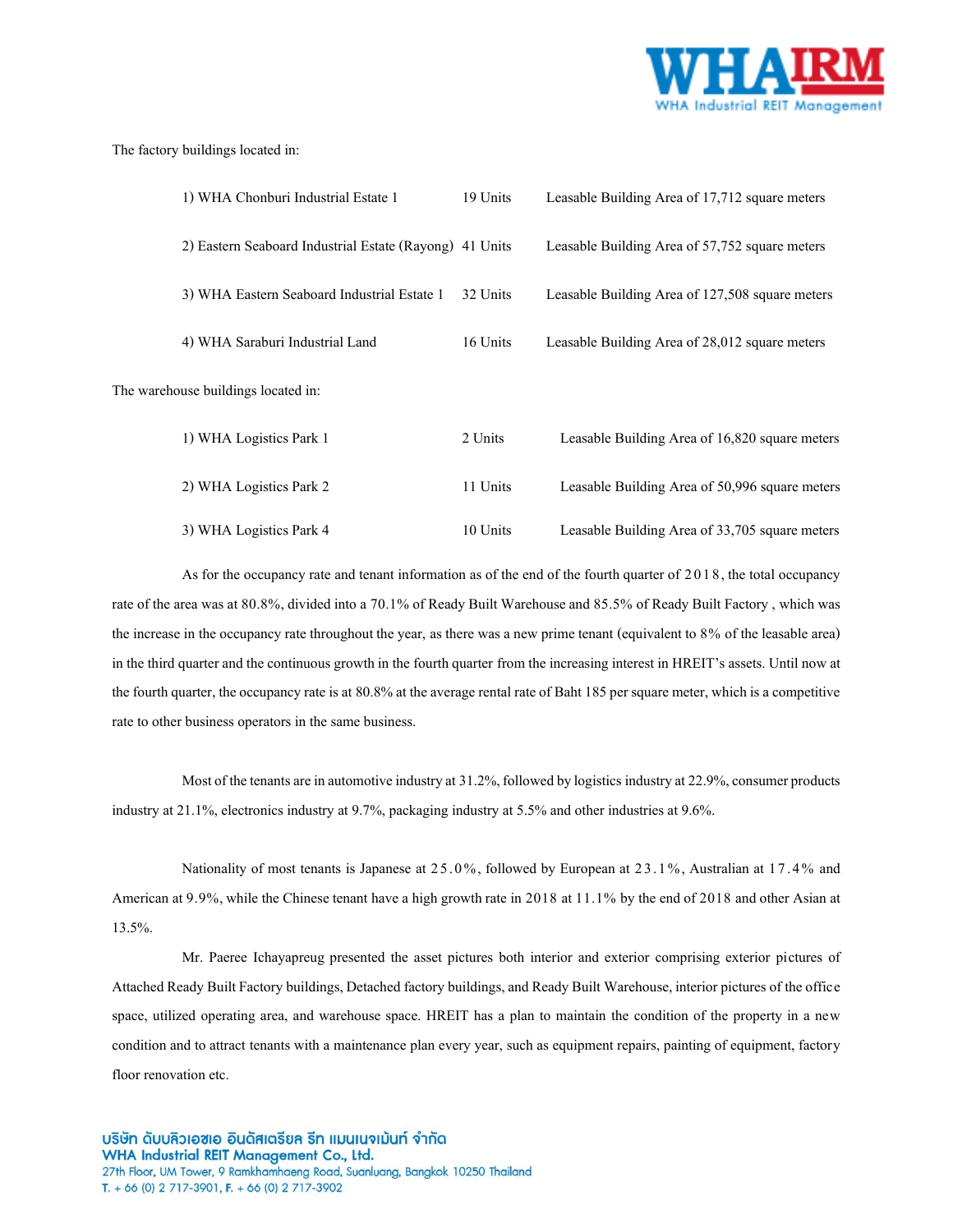The factory buildings located in:

| | | |
|---|---|---|
| 1) WHA Chonburi Industrial Estate 1 | 19 Units | Leasable Building Area of 17,712 square meters |
| 2) Eastern Seaboard Industrial Estate (Rayong) | 41 Units | Leasable Building Area of 57,752 square meters |
| 3) WHA Eastern Seaboard Industrial Estate 1 | 32 Units | Leasable Building Area of 127,508 square meters |
| 4) WHA Saraburi Industrial Land | 16 Units | Leasable Building Area of 28,012 square meters |

The warehouse buildings located in:

| | | |
|---|---|---|
| 1) WHA Logistics Park 1 | 2 Units | Leasable Building Area of 16,820 square meters |
| 2) WHA Logistics Park 2 | 11 Units | Leasable Building Area of 50,996 square meters |
| 3) WHA Logistics Park 4 | 10 Units | Leasable Building Area of 33,705 square meters |

As for the occupancy rate and tenant information as of the end of the fourth quarter of 2018, the total occupancy rate of the area was at 80.8%, divided into a 70.1% of Ready Built Warehouse and 85.5% of Ready Built Factory , which was the increase in the occupancy rate throughout the year, as there was a new prime tenant (equivalent to 8% of the leasable area) in the third quarter and the continuous growth in the fourth quarter from the increasing interest in HREIT's assets. Until now at the fourth quarter, the occupancy rate is at 80.8% at the average rental rate of Baht 185 per square meter, which is a competitive rate to other business operators in the same business.

Most of the tenants are in automotive industry at 31.2%, followed by logistics industry at 22.9%, consumer products industry at 21.1%, electronics industry at 9.7%, packaging industry at 5.5% and other industries at 9.6%.

Nationality of most tenants is Japanese at 25.0%, followed by European at 23.1%, Australian at 17.4% and American at 9.9%, while the Chinese tenant have a high growth rate in 2018 at 11.1% by the end of 2018 and other Asian at 13.5%.

Mr. Paeree Ichayapreug presented the asset pictures both interior and exterior comprising exterior pictures of Attached Ready Built Factory buildings, Detached factory buildings, and Ready Built Warehouse, interior pictures of the office space, utilized operating area, and warehouse space. HREIT has a plan to maintain the condition of the property in a new condition and to attract tenants with a maintenance plan every year, such as equipment repairs, painting of equipment, factory floor renovation etc.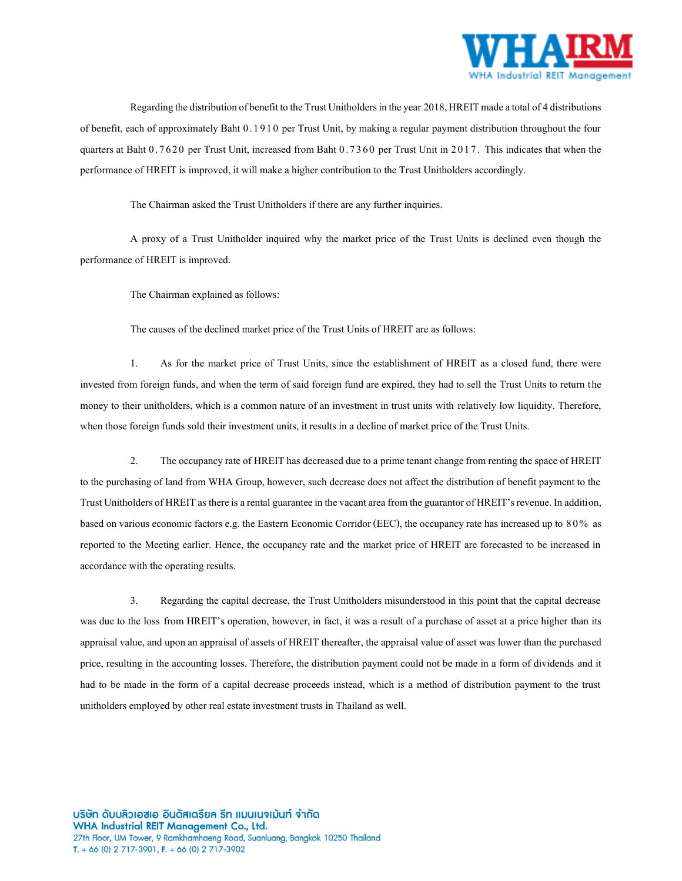Regarding the distribution of benefit to the Trust Unitholders in the year 2018, HREIT made a total of 4 distributions of benefit, each of approximately Baht 0.1910 per Trust Unit, by making a regular payment distribution throughout the four quarters at Baht 0.7620 per Trust Unit, increased from Baht 0.7360 per Trust Unit in 2017. This indicates that when the performance of HREIT is improved, it will make a higher contribution to the Trust Unitholders accordingly.

The Chairman asked the Trust Unitholders if there are any further inquiries.

A proxy of a Trust Unitholder inquired why the market price of the Trust Units is declined even though the performance of HREIT is improved.

The Chairman explained as follows:

The causes of the declined market price of the Trust Units of HREIT are as follows:

1. As for the market price of Trust Units, since the establishment of HREIT as a closed fund, there were invested from foreign funds, and when the term of said foreign fund are expired, they had to sell the Trust Units to return the money to their unitholders, which is a common nature of an investment in trust units with relatively low liquidity. Therefore, when those foreign funds sold their investment units, it results in a decline of market price of the Trust Units.

2. The occupancy rate of HREIT has decreased due to a prime tenant change from renting the space of HREIT to the purchasing of land from WHA Group, however, such decrease does not affect the distribution of benefit payment to the Trust Unitholders of HREIT as there is a rental guarantee in the vacant area from the guarantor of HREIT's revenue. In addition, based on various economic factors e.g. the Eastern Economic Corridor (EEC), the occupancy rate has increased up to 80% as reported to the Meeting earlier. Hence, the occupancy rate and the market price of HREIT are forecasted to be increased in accordance with the operating results.

3. Regarding the capital decrease, the Trust Unitholders misunderstood in this point that the capital decrease was due to the loss from HREIT's operation, however, in fact, it was a result of a purchase of asset at a price higher than its appraisal value, and upon an appraisal of assets of HREIT thereafter, the appraisal value of asset was lower than the purchased price, resulting in the accounting losses. Therefore, the distribution payment could not be made in a form of dividends and it had to be made in the form of a capital decrease proceeds instead, which is a method of distribution payment to the trust unitholders employed by other real estate investment trusts in Thailand as well.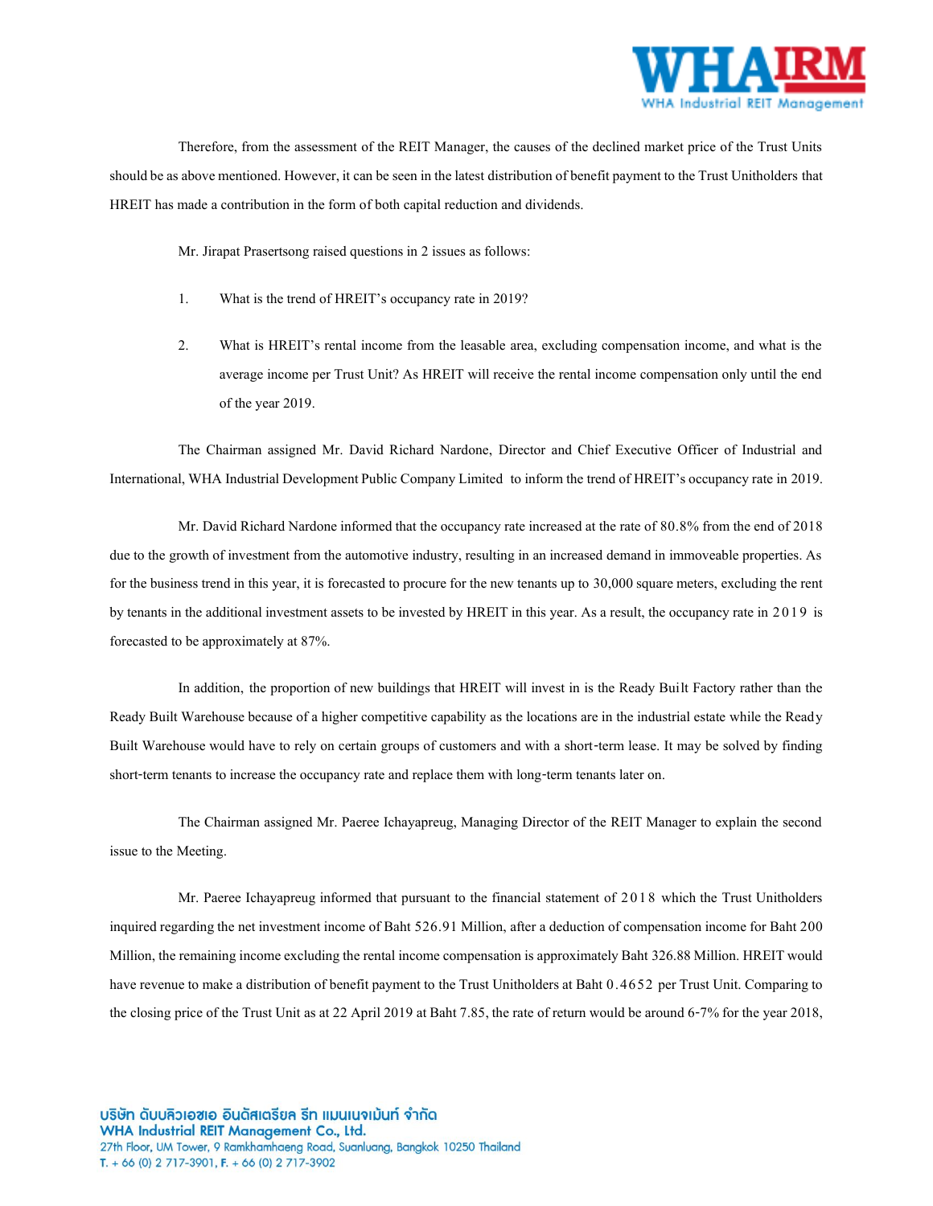Therefore, from the assessment of the REIT Manager, the causes of the declined market price of the Trust Units should be as above mentioned. However, it can be seen in the latest distribution of benefit payment to the Trust Unitholders that HREIT has made a contribution in the form of both capital reduction and dividends.

Mr. Jirapat Prasertsong raised questions in 2 issues as follows:

1. What is the trend of HREIT's occupancy rate in 2019?

2. What is HREIT's rental income from the leasable area, excluding compensation income, and what is the average income per Trust Unit? As HREIT will receive the rental income compensation only until the end of the year 2019.

The Chairman assigned Mr. David Richard Nardone, Director and Chief Executive Officer of Industrial and International, WHA Industrial Development Public Company Limited to inform the trend of HREIT's occupancy rate in 2019.

Mr. David Richard Nardone informed that the occupancy rate increased at the rate of 80.8% from the end of 2018 due to the growth of investment from the automotive industry, resulting in an increased demand in immoveable properties. As for the business trend in this year, it is forecasted to procure for the new tenants up to 30,000 square meters, excluding the rent by tenants in the additional investment assets to be invested by HREIT in this year. As a result, the occupancy rate in 2019 is forecasted to be approximately at 87%.

In addition, the proportion of new buildings that HREIT will invest in is the Ready Built Factory rather than the Ready Built Warehouse because of a higher competitive capability as the locations are in the industrial estate while the Ready Built Warehouse would have to rely on certain groups of customers and with a short-term lease. It may be solved by finding short-term tenants to increase the occupancy rate and replace them with long-term tenants later on.

The Chairman assigned Mr. Paeree Ichayapreug, Managing Director of the REIT Manager to explain the second issue to the Meeting.

Mr. Paeree Ichayapreug informed that pursuant to the financial statement of 2018 which the Trust Unitholders inquired regarding the net investment income of Baht 526.91 Million, after a deduction of compensation income for Baht 200 Million, the remaining income excluding the rental income compensation is approximately Baht 326.88 Million. HREIT would have revenue to make a distribution of benefit payment to the Trust Unitholders at Baht 0.4652 per Trust Unit. Comparing to the closing price of the Trust Unit as at 22 April 2019 at Baht 7.85, the rate of return would be around 6-7% for the year 2018,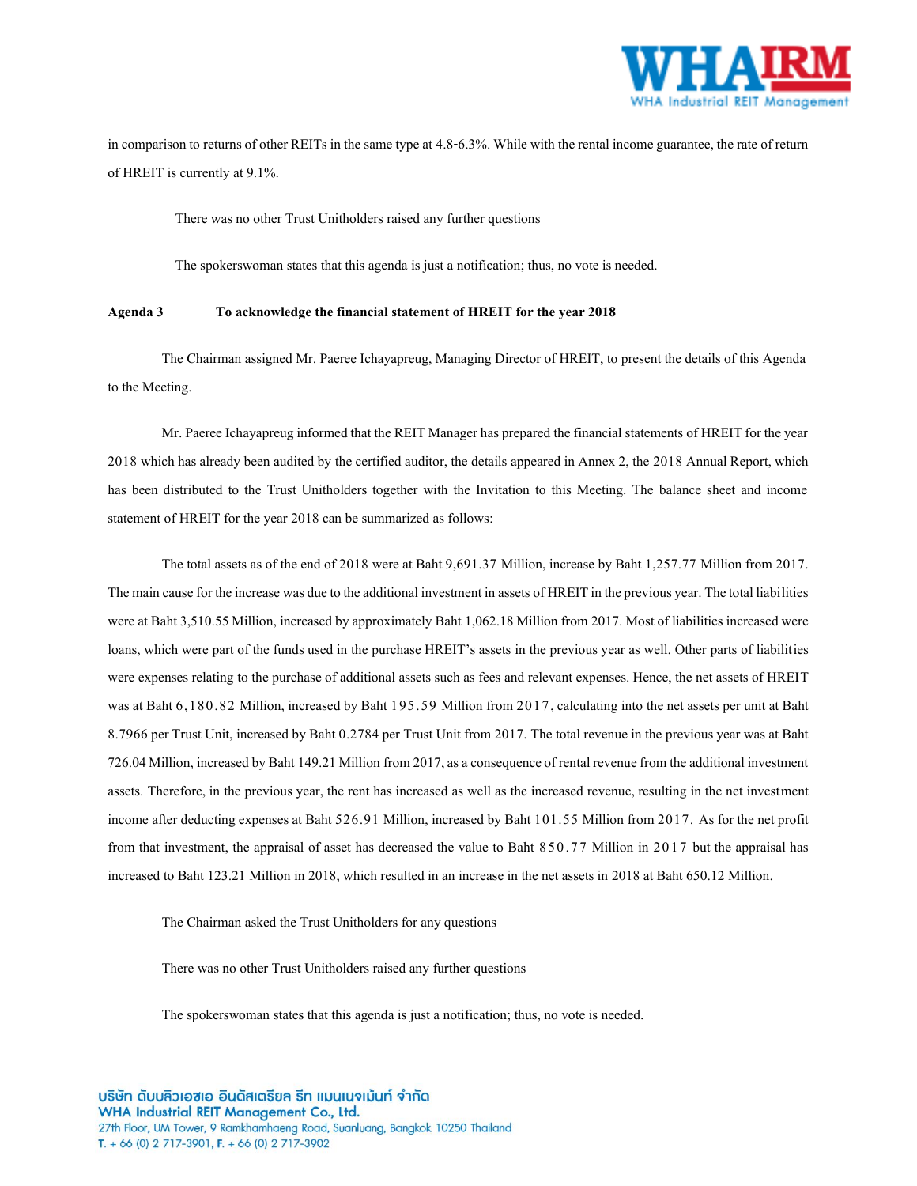in comparison to returns of other REITs in the same type at 4.8-6.3%. While with the rental income guarantee, the rate of return of HREIT is currently at 9.1%.

There was no other Trust Unitholders raised any further questions

The spokerswoman states that this agenda is just a notification; thus, no vote is needed.

**Agenda 3 To acknowledge the financial statement of HREIT for the year 2018**

The Chairman assigned Mr. Paeree Ichayapreug, Managing Director of HREIT, to present the details of this Agenda to the Meeting.

Mr. Paeree Ichayapreug informed that the REIT Manager has prepared the financial statements of HREIT for the year 2018 which has already been audited by the certified auditor, the details appeared in Annex 2, the 2018 Annual Report, which has been distributed to the Trust Unitholders together with the Invitation to this Meeting. The balance sheet and income statement of HREIT for the year 2018 can be summarized as follows:

The total assets as of the end of 2018 were at Baht 9,691.37 Million, increase by Baht 1,257.77 Million from 2017. The main cause for the increase was due to the additional investment in assets of HREIT in the previous year. The total liabilities were at Baht 3,510.55 Million, increased by approximately Baht 1,062.18 Million from 2017. Most of liabilities increased were loans, which were part of the funds used in the purchase HREIT's assets in the previous year as well. Other parts of liabilities were expenses relating to the purchase of additional assets such as fees and relevant expenses. Hence, the net assets of HREIT was at Baht 6,180.82 Million, increased by Baht 195.59 Million from 2017, calculating into the net assets per unit at Baht 8.7966 per Trust Unit, increased by Baht 0.2784 per Trust Unit from 2017. The total revenue in the previous year was at Baht 726.04 Million, increased by Baht 149.21 Million from 2017, as a consequence of rental revenue from the additional investment assets. Therefore, in the previous year, the rent has increased as well as the increased revenue, resulting in the net investment income after deducting expenses at Baht 526.91 Million, increased by Baht 101.55 Million from 2017. As for the net profit from that investment, the appraisal of asset has decreased the value to Baht 850.77 Million in 2017 but the appraisal has increased to Baht 123.21 Million in 2018, which resulted in an increase in the net assets in 2018 at Baht 650.12 Million.

The Chairman asked the Trust Unitholders for any questions

There was no other Trust Unitholders raised any further questions

The spokerswoman states that this agenda is just a notification; thus, no vote is needed.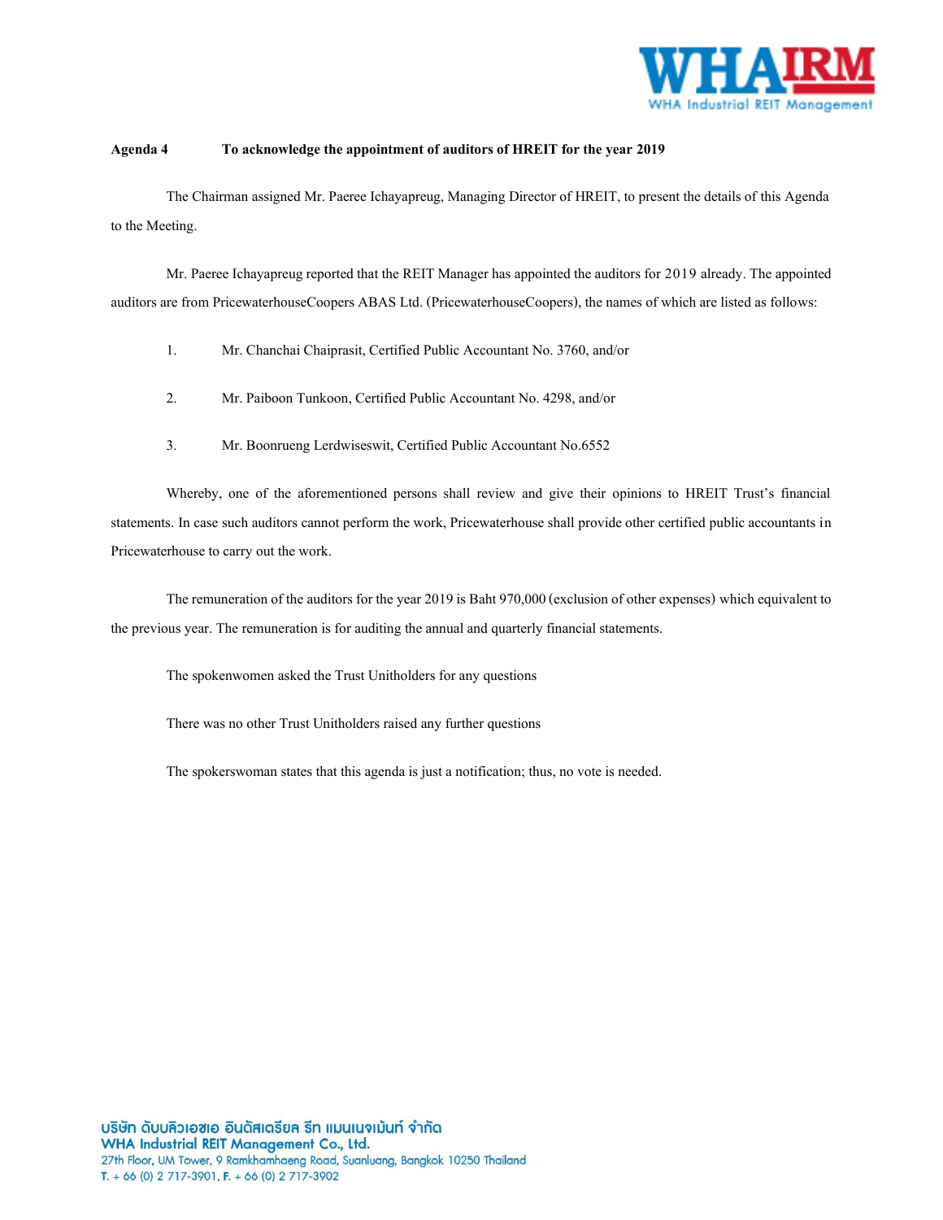**Agenda 4 To acknowledge the appointment of auditors of HREIT for the year 2019**

The Chairman assigned Mr. Paeree Ichayapreug, Managing Director of HREIT, to present the details of this Agenda to the Meeting.

Mr. Paeree Ichayapreug reported that the REIT Manager has appointed the auditors for 2019 already. The appointed auditors are from PricewaterhouseCoopers ABAS Ltd. (PricewaterhouseCoopers), the names of which are listed as follows:

1. Mr. Chanchai Chaiprasit, Certified Public Accountant No. 3760, and/or
2. Mr. Paiboon Tunkoon, Certified Public Accountant No. 4298, and/or
3. Mr. Boonrueng Lerdwiseswit, Certified Public Accountant No.6552

Whereby, one of the aforementioned persons shall review and give their opinions to HREIT Trust's financial statements. In case such auditors cannot perform the work, Pricewaterhouse shall provide other certified public accountants in Pricewaterhouse to carry out the work.

The remuneration of the auditors for the year 2019 is Baht 970,000 (exclusion of other expenses) which equivalent to the previous year. The remuneration is for auditing the annual and quarterly financial statements.

The spokenwomen asked the Trust Unitholders for any questions

There was no other Trust Unitholders raised any further questions

The spokerswoman states that this agenda is just a notification; thus, no vote is needed.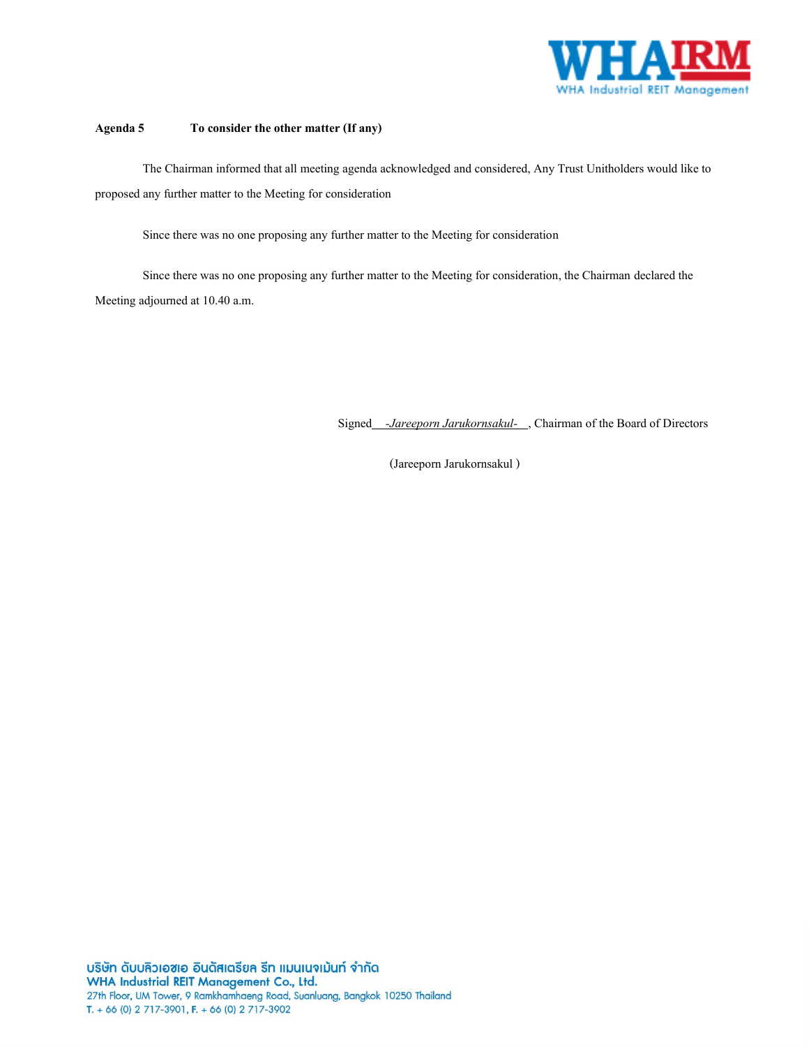**Agenda 5 To consider the other matter (If any)**

The Chairman informed that all meeting agenda acknowledged and considered, Any Trust Unitholders would like to proposed any further matter to the Meeting for consideration

Since there was no one proposing any further matter to the Meeting for consideration

Since there was no one proposing any further matter to the Meeting for consideration, the Chairman declared the Meeting adjourned at 10.40 a.m.

Signed *-Jareeporn Jarukornsakul-* , Chairman of the Board of Directors

(Jareeporn Jarukornsakul )

บริษัท ดับบลิวเอชเอ อินดัสเตรียล รีท แมนเนจเม้นท์ จำกัด
WHA Industrial REIT Management Co., Ltd.
27th Floor, UM Tower, 9 Ramkhamhaeng Road, Suanluang, Bangkok 10250 Thailand
T. + 66 (0) 2 717-3901, F. + 66 (0) 2 717-3902